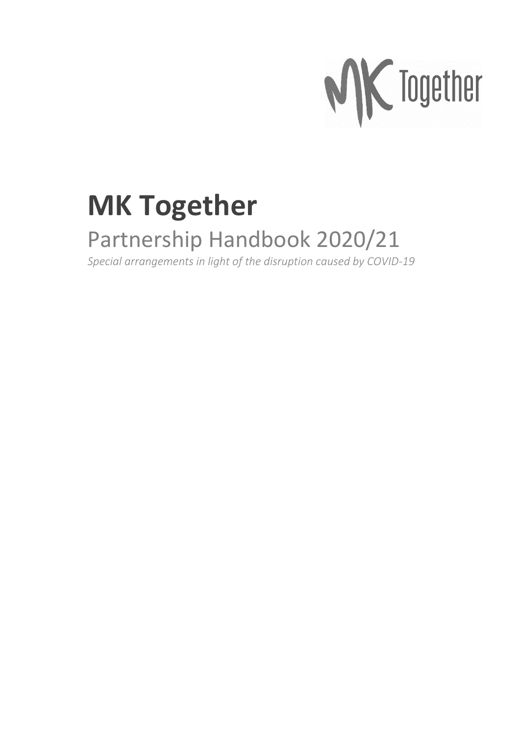# MK Together

## Partnership Handbook 2020/21

*Special arrangements in light of the disruption caused by COVID-19*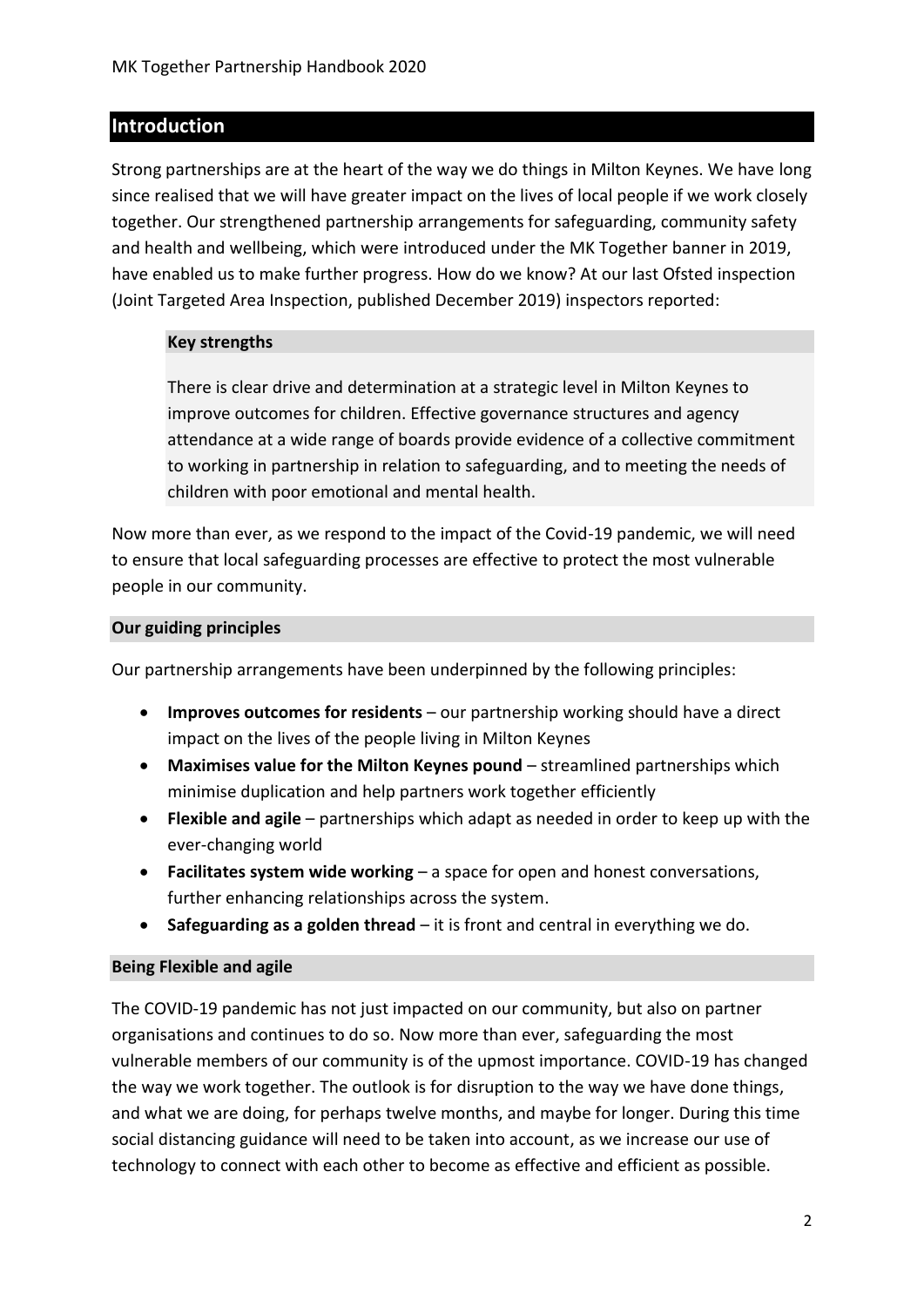## Introduction

Strong partnerships are at the heart of the way we do things in Milton Keynes. We have long since realised that we will have greater impact on the lives of local people if we work closely together. Our strengthened partnership arrangements for safeguarding, community safety and health and wellbeing, which were introduced under the MK Together banner in 2019, have enabled us to make further progress. How do we know? At our last Ofsted inspection (Joint Targeted Area Inspection, published December 2019) inspectors reported:

> **Key strengths**
>
> There is clear drive and determination at a strategic level in Milton Keynes to improve outcomes for children. Effective governance structures and agency attendance at a wide range of boards provide evidence of a collective commitment to working in partnership in relation to safeguarding, and to meeting the needs of children with poor emotional and mental health.

Now more than ever, as we respond to the impact of the Covid-19 pandemic, we will need to ensure that local safeguarding processes are effective to protect the most vulnerable people in our community.

### Our guiding principles

Our partnership arrangements have been underpinned by the following principles:

- **Improves outcomes for residents** – our partnership working should have a direct impact on the lives of the people living in Milton Keynes
- **Maximises value for the Milton Keynes pound** – streamlined partnerships which minimise duplication and help partners work together efficiently
- **Flexible and agile** – partnerships which adapt as needed in order to keep up with the ever-changing world
- **Facilitates system wide working** – a space for open and honest conversations, further enhancing relationships across the system.
- **Safeguarding as a golden thread** – it is front and central in everything we do.

### Being Flexible and agile

The COVID-19 pandemic has not just impacted on our community, but also on partner organisations and continues to do so. Now more than ever, safeguarding the most vulnerable members of our community is of the upmost importance. COVID-19 has changed the way we work together. The outlook is for disruption to the way we have done things, and what we are doing, for perhaps twelve months, and maybe for longer. During this time social distancing guidance will need to be taken into account, as we increase our use of technology to connect with each other to become as effective and efficient as possible.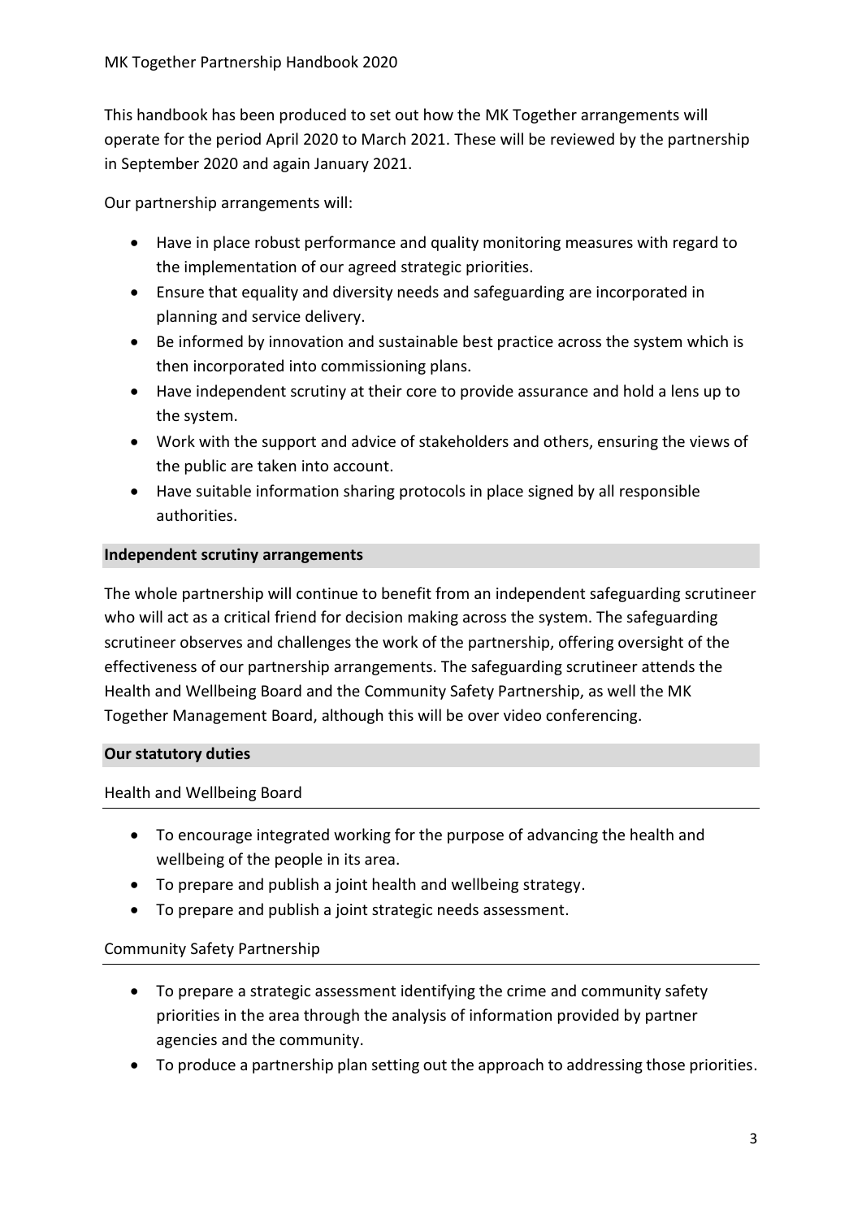This handbook has been produced to set out how the MK Together arrangements will operate for the period April 2020 to March 2021. These will be reviewed by the partnership in September 2020 and again January 2021.

Our partnership arrangements will:

- Have in place robust performance and quality monitoring measures with regard to the implementation of our agreed strategic priorities.
- Ensure that equality and diversity needs and safeguarding are incorporated in planning and service delivery.
- Be informed by innovation and sustainable best practice across the system which is then incorporated into commissioning plans.
- Have independent scrutiny at their core to provide assurance and hold a lens up to the system.
- Work with the support and advice of stakeholders and others, ensuring the views of the public are taken into account.
- Have suitable information sharing protocols in place signed by all responsible authorities.

## Independent scrutiny arrangements

The whole partnership will continue to benefit from an independent safeguarding scrutineer who will act as a critical friend for decision making across the system. The safeguarding scrutineer observes and challenges the work of the partnership, offering oversight of the effectiveness of our partnership arrangements. The safeguarding scrutineer attends the Health and Wellbeing Board and the Community Safety Partnership, as well the MK Together Management Board, although this will be over video conferencing.

## Our statutory duties

### Health and Wellbeing Board

- To encourage integrated working for the purpose of advancing the health and wellbeing of the people in its area.
- To prepare and publish a joint health and wellbeing strategy.
- To prepare and publish a joint strategic needs assessment.

### Community Safety Partnership

- To prepare a strategic assessment identifying the crime and community safety priorities in the area through the analysis of information provided by partner agencies and the community.
- To produce a partnership plan setting out the approach to addressing those priorities.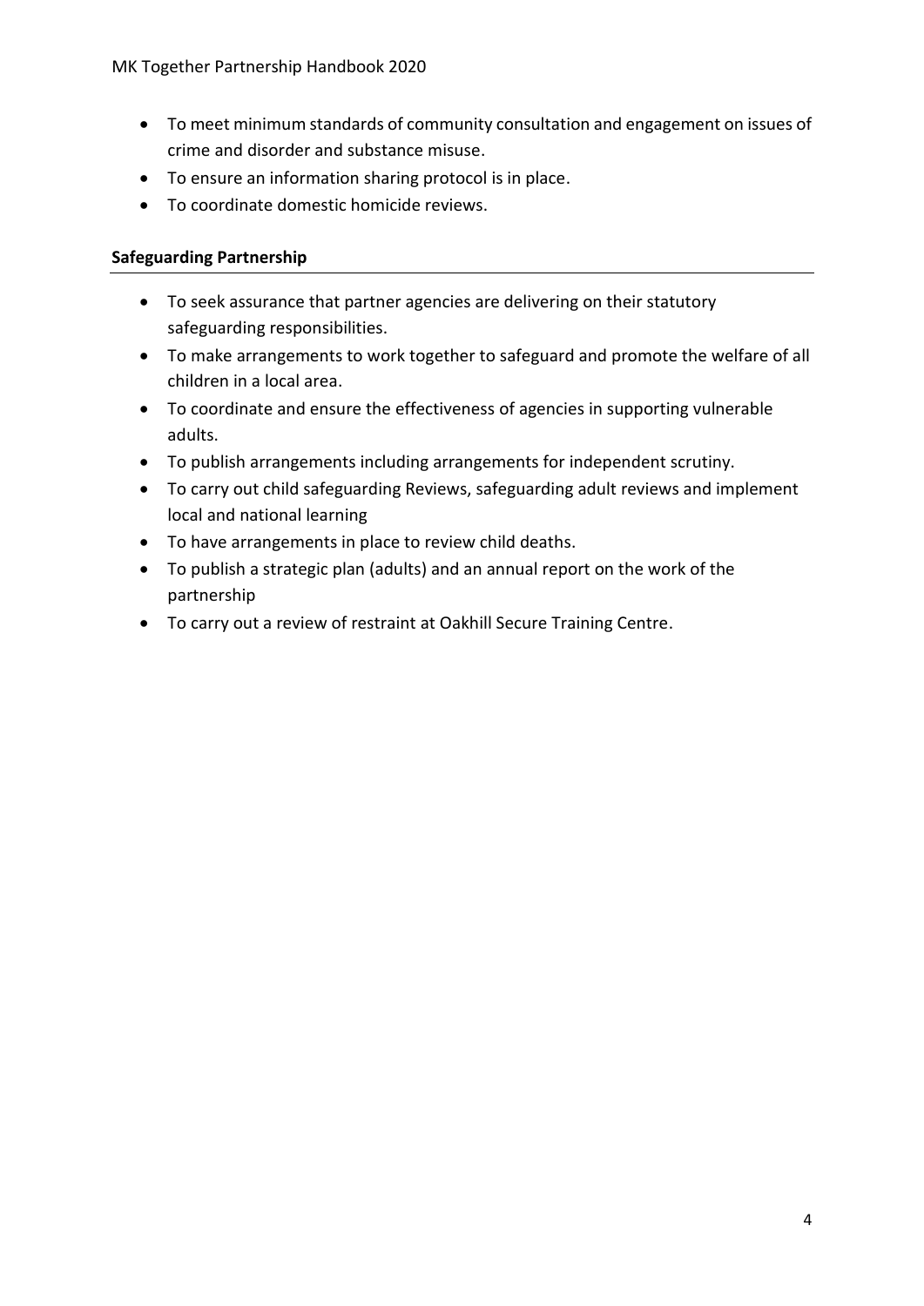- To meet minimum standards of community consultation and engagement on issues of crime and disorder and substance misuse.
- To ensure an information sharing protocol is in place.
- To coordinate domestic homicide reviews.

**Safeguarding Partnership**

- To seek assurance that partner agencies are delivering on their statutory safeguarding responsibilities.
- To make arrangements to work together to safeguard and promote the welfare of all children in a local area.
- To coordinate and ensure the effectiveness of agencies in supporting vulnerable adults.
- To publish arrangements including arrangements for independent scrutiny.
- To carry out child safeguarding Reviews, safeguarding adult reviews and implement local and national learning
- To have arrangements in place to review child deaths.
- To publish a strategic plan (adults) and an annual report on the work of the partnership
- To carry out a review of restraint at Oakhill Secure Training Centre.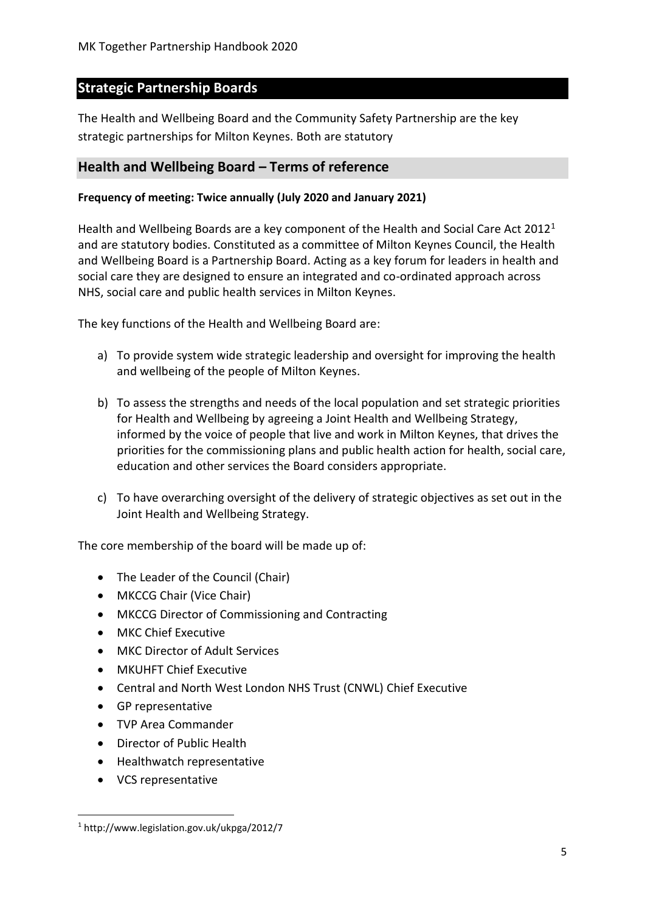## Strategic Partnership Boards

The Health and Wellbeing Board and the Community Safety Partnership are the key strategic partnerships for Milton Keynes. Both are statutory

### Health and Wellbeing Board – Terms of reference

**Frequency of meeting: Twice annually (July 2020 and January 2021)**

Health and Wellbeing Boards are a key component of the Health and Social Care Act 2012[1] and are statutory bodies. Constituted as a committee of Milton Keynes Council, the Health and Wellbeing Board is a Partnership Board. Acting as a key forum for leaders in health and social care they are designed to ensure an integrated and co-ordinated approach across NHS, social care and public health services in Milton Keynes.

The key functions of the Health and Wellbeing Board are:

a) To provide system wide strategic leadership and oversight for improving the health and wellbeing of the people of Milton Keynes.

b) To assess the strengths and needs of the local population and set strategic priorities for Health and Wellbeing by agreeing a Joint Health and Wellbeing Strategy, informed by the voice of people that live and work in Milton Keynes, that drives the priorities for the commissioning plans and public health action for health, social care, education and other services the Board considers appropriate.

c) To have overarching oversight of the delivery of strategic objectives as set out in the Joint Health and Wellbeing Strategy.

The core membership of the board will be made up of:

- The Leader of the Council (Chair)
- MKCCG Chair (Vice Chair)
- MKCCG Director of Commissioning and Contracting
- MKC Chief Executive
- MKC Director of Adult Services
- MKUHFT Chief Executive
- Central and North West London NHS Trust (CNWL) Chief Executive
- GP representative
- TVP Area Commander
- Director of Public Health
- Healthwatch representative
- VCS representative

[1] http://www.legislation.gov.uk/ukpga/2012/7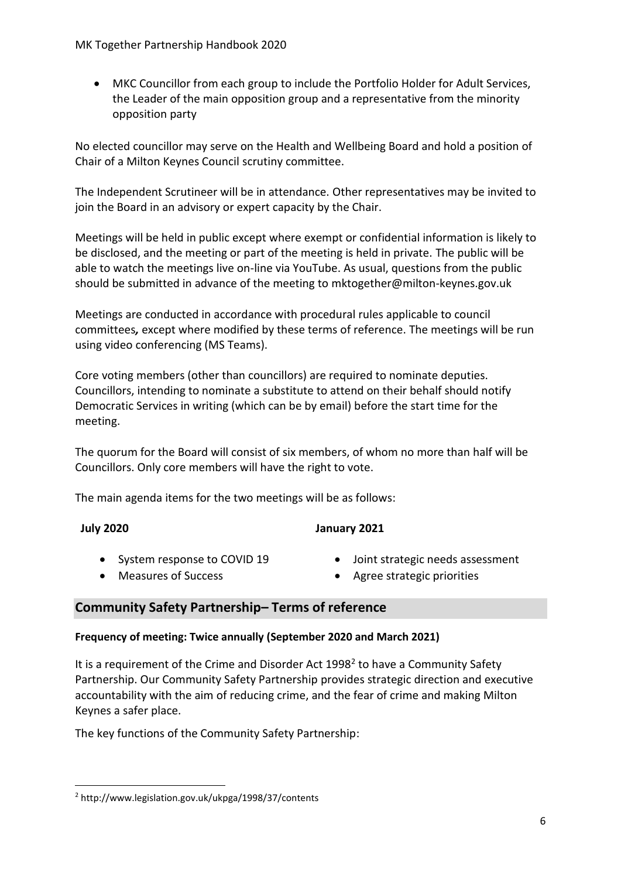- MKC Councillor from each group to include the Portfolio Holder for Adult Services, the Leader of the main opposition group and a representative from the minority opposition party

No elected councillor may serve on the Health and Wellbeing Board and hold a position of Chair of a Milton Keynes Council scrutiny committee.

The Independent Scrutineer will be in attendance. Other representatives may be invited to join the Board in an advisory or expert capacity by the Chair.

Meetings will be held in public except where exempt or confidential information is likely to be disclosed, and the meeting or part of the meeting is held in private. The public will be able to watch the meetings live on-line via YouTube. As usual, questions from the public should be submitted in advance of the meeting to mktogether@milton-keynes.gov.uk

Meetings are conducted in accordance with procedural rules applicable to council committees*,* except where modified by these terms of reference. The meetings will be run using video conferencing (MS Teams).

Core voting members (other than councillors) are required to nominate deputies. Councillors, intending to nominate a substitute to attend on their behalf should notify Democratic Services in writing (which can be by email) before the start time for the meeting.

The quorum for the Board will consist of six members, of whom no more than half will be Councillors. Only core members will have the right to vote.

The main agenda items for the two meetings will be as follows:

**July 2020**

- System response to COVID 19
- Measures of Success

**January 2021**

- Joint strategic needs assessment
- Agree strategic priorities

## Community Safety Partnership– Terms of reference

**Frequency of meeting: Twice annually (September 2020 and March 2021)**

It is a requirement of the Crime and Disorder Act 1998[2] to have a Community Safety Partnership. Our Community Safety Partnership provides strategic direction and executive accountability with the aim of reducing crime, and the fear of crime and making Milton Keynes a safer place.

The key functions of the Community Safety Partnership:

[2] http://www.legislation.gov.uk/ukpga/1998/37/contents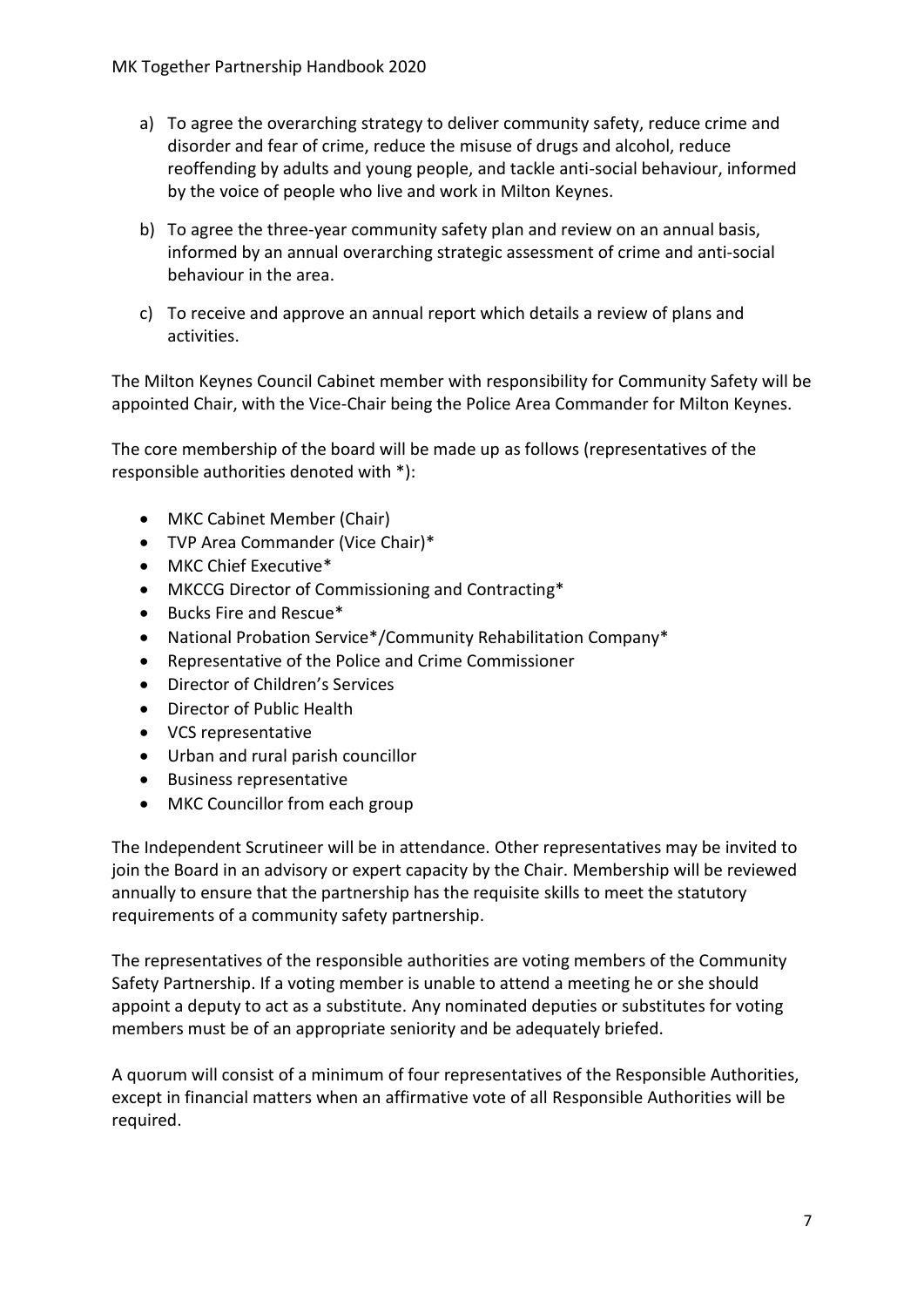a) To agree the overarching strategy to deliver community safety, reduce crime and disorder and fear of crime, reduce the misuse of drugs and alcohol, reduce reoffending by adults and young people, and tackle anti-social behaviour, informed by the voice of people who live and work in Milton Keynes.

b) To agree the three-year community safety plan and review on an annual basis, informed by an annual overarching strategic assessment of crime and anti-social behaviour in the area.

c) To receive and approve an annual report which details a review of plans and activities.

The Milton Keynes Council Cabinet member with responsibility for Community Safety will be appointed Chair, with the Vice-Chair being the Police Area Commander for Milton Keynes.

The core membership of the board will be made up as follows (representatives of the responsible authorities denoted with *):

- MKC Cabinet Member (Chair)
- TVP Area Commander (Vice Chair)*
- MKC Chief Executive*
- MKCCG Director of Commissioning and Contracting*
- Bucks Fire and Rescue*
- National Probation Service*/Community Rehabilitation Company*
- Representative of the Police and Crime Commissioner
- Director of Children's Services
- Director of Public Health
- VCS representative
- Urban and rural parish councillor
- Business representative
- MKC Councillor from each group

The Independent Scrutineer will be in attendance. Other representatives may be invited to join the Board in an advisory or expert capacity by the Chair. Membership will be reviewed annually to ensure that the partnership has the requisite skills to meet the statutory requirements of a community safety partnership.

The representatives of the responsible authorities are voting members of the Community Safety Partnership. If a voting member is unable to attend a meeting he or she should appoint a deputy to act as a substitute. Any nominated deputies or substitutes for voting members must be of an appropriate seniority and be adequately briefed.

A quorum will consist of a minimum of four representatives of the Responsible Authorities, except in financial matters when an affirmative vote of all Responsible Authorities will be required.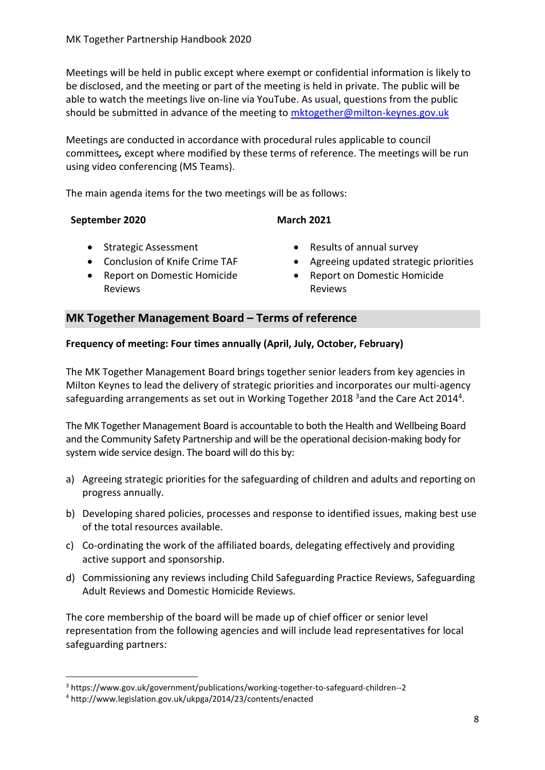Meetings will be held in public except where exempt or confidential information is likely to be disclosed, and the meeting or part of the meeting is held in private. The public will be able to watch the meetings live on-line via YouTube. As usual, questions from the public should be submitted in advance of the meeting to mktogether@milton-keynes.gov.uk

Meetings are conducted in accordance with procedural rules applicable to council committees*,* except where modified by these terms of reference. The meetings will be run using video conferencing (MS Teams).

The main agenda items for the two meetings will be as follows:

**September 2020**

- Strategic Assessment
- Conclusion of Knife Crime TAF
- Report on Domestic Homicide Reviews

**March 2021**

- Results of annual survey
- Agreeing updated strategic priorities
- Report on Domestic Homicide Reviews

## MK Together Management Board – Terms of reference

**Frequency of meeting: Four times annually (April, July, October, February)**

The MK Together Management Board brings together senior leaders from key agencies in Milton Keynes to lead the delivery of strategic priorities and incorporates our multi-agency safeguarding arrangements as set out in Working Together 2018 [3]and the Care Act 2014[4].

The MK Together Management Board is accountable to both the Health and Wellbeing Board and the Community Safety Partnership and will be the operational decision-making body for system wide service design. The board will do this by:

a) Agreeing strategic priorities for the safeguarding of children and adults and reporting on progress annually.

b) Developing shared policies, processes and response to identified issues, making best use of the total resources available.

c) Co-ordinating the work of the affiliated boards, delegating effectively and providing active support and sponsorship.

d) Commissioning any reviews including Child Safeguarding Practice Reviews, Safeguarding Adult Reviews and Domestic Homicide Reviews.

The core membership of the board will be made up of chief officer or senior level representation from the following agencies and will include lead representatives for local safeguarding partners:

---

[3] https://www.gov.uk/government/publications/working-together-to-safeguard-children--2

[4] http://www.legislation.gov.uk/ukpga/2014/23/contents/enacted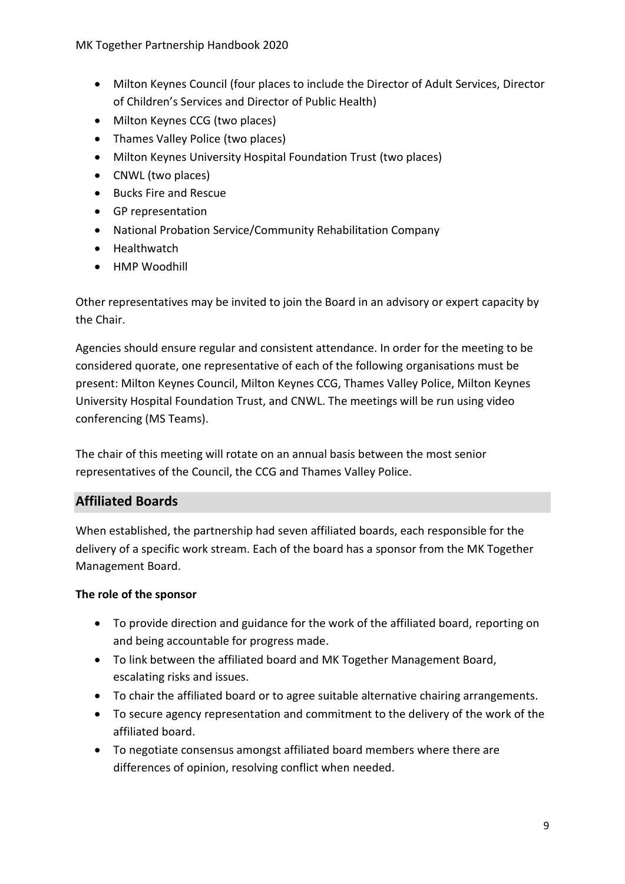- Milton Keynes Council (four places to include the Director of Adult Services, Director of Children's Services and Director of Public Health)
- Milton Keynes CCG (two places)
- Thames Valley Police (two places)
- Milton Keynes University Hospital Foundation Trust (two places)
- CNWL (two places)
- Bucks Fire and Rescue
- GP representation
- National Probation Service/Community Rehabilitation Company
- Healthwatch
- HMP Woodhill

Other representatives may be invited to join the Board in an advisory or expert capacity by the Chair.

Agencies should ensure regular and consistent attendance. In order for the meeting to be considered quorate, one representative of each of the following organisations must be present: Milton Keynes Council, Milton Keynes CCG, Thames Valley Police, Milton Keynes University Hospital Foundation Trust, and CNWL. The meetings will be run using video conferencing (MS Teams).

The chair of this meeting will rotate on an annual basis between the most senior representatives of the Council, the CCG and Thames Valley Police.

## Affiliated Boards

When established, the partnership had seven affiliated boards, each responsible for the delivery of a specific work stream. Each of the board has a sponsor from the MK Together Management Board.

**The role of the sponsor**

- To provide direction and guidance for the work of the affiliated board, reporting on and being accountable for progress made.
- To link between the affiliated board and MK Together Management Board, escalating risks and issues.
- To chair the affiliated board or to agree suitable alternative chairing arrangements.
- To secure agency representation and commitment to the delivery of the work of the affiliated board.
- To negotiate consensus amongst affiliated board members where there are differences of opinion, resolving conflict when needed.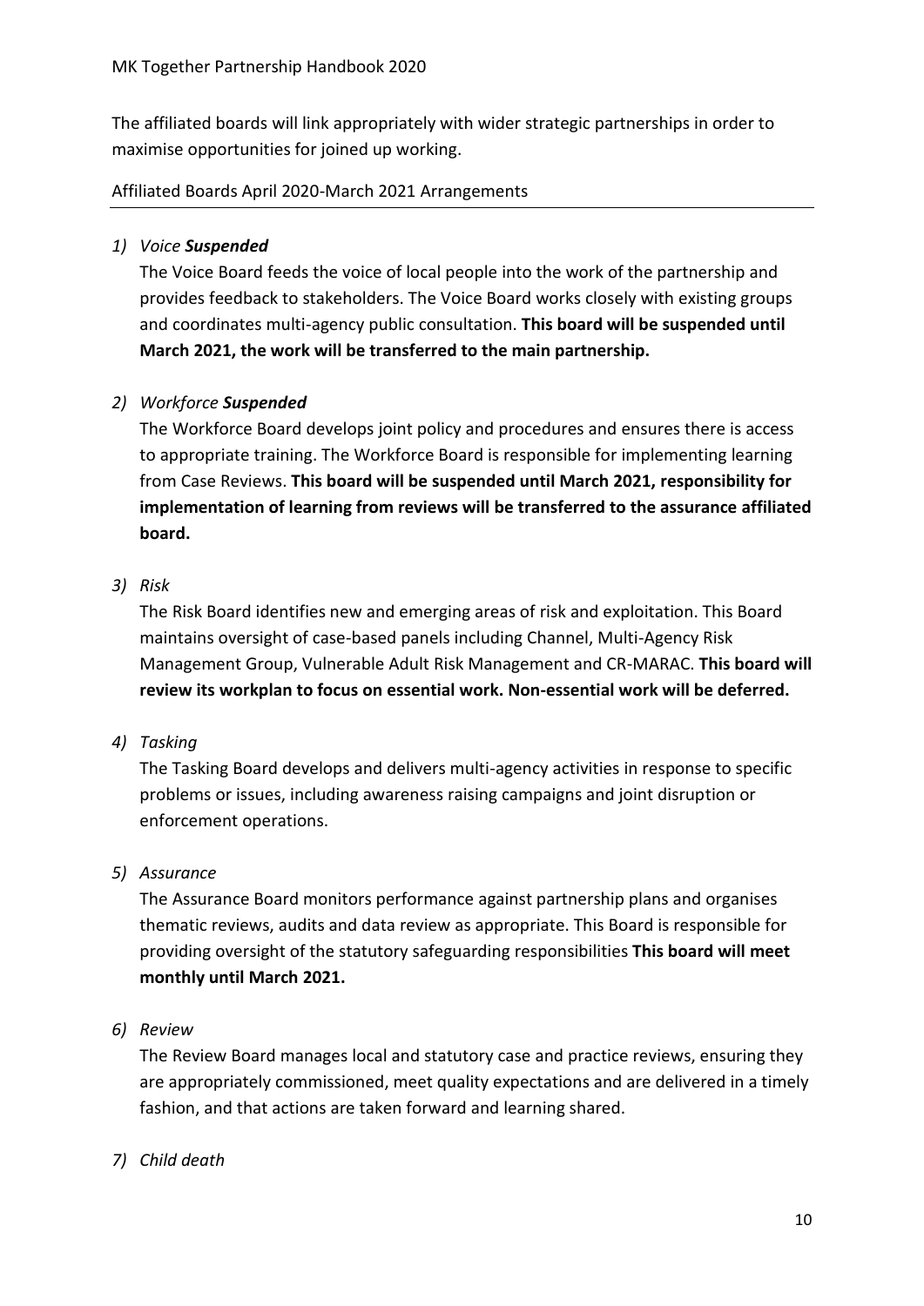The affiliated boards will link appropriately with wider strategic partnerships in order to maximise opportunities for joined up working.

Affiliated Boards April 2020-March 2021 Arrangements

1) *Voice* ***Suspended***

   The Voice Board feeds the voice of local people into the work of the partnership and provides feedback to stakeholders. The Voice Board works closely with existing groups and coordinates multi-agency public consultation. **This board will be suspended until March 2021, the work will be transferred to the main partnership.**

2) *Workforce* ***Suspended***

   The Workforce Board develops joint policy and procedures and ensures there is access to appropriate training. The Workforce Board is responsible for implementing learning from Case Reviews. **This board will be suspended until March 2021, responsibility for implementation of learning from reviews will be transferred to the assurance affiliated board.**

3) *Risk*

   The Risk Board identifies new and emerging areas of risk and exploitation. This Board maintains oversight of case-based panels including Channel, Multi-Agency Risk Management Group, Vulnerable Adult Risk Management and CR-MARAC. **This board will review its workplan to focus on essential work. Non-essential work will be deferred.**

4) *Tasking*

   The Tasking Board develops and delivers multi-agency activities in response to specific problems or issues, including awareness raising campaigns and joint disruption or enforcement operations.

5) *Assurance*

   The Assurance Board monitors performance against partnership plans and organises thematic reviews, audits and data review as appropriate. This Board is responsible for providing oversight of the statutory safeguarding responsibilities **This board will meet monthly until March 2021.**

6) *Review*

   The Review Board manages local and statutory case and practice reviews, ensuring they are appropriately commissioned, meet quality expectations and are delivered in a timely fashion, and that actions are taken forward and learning shared.

7) *Child death*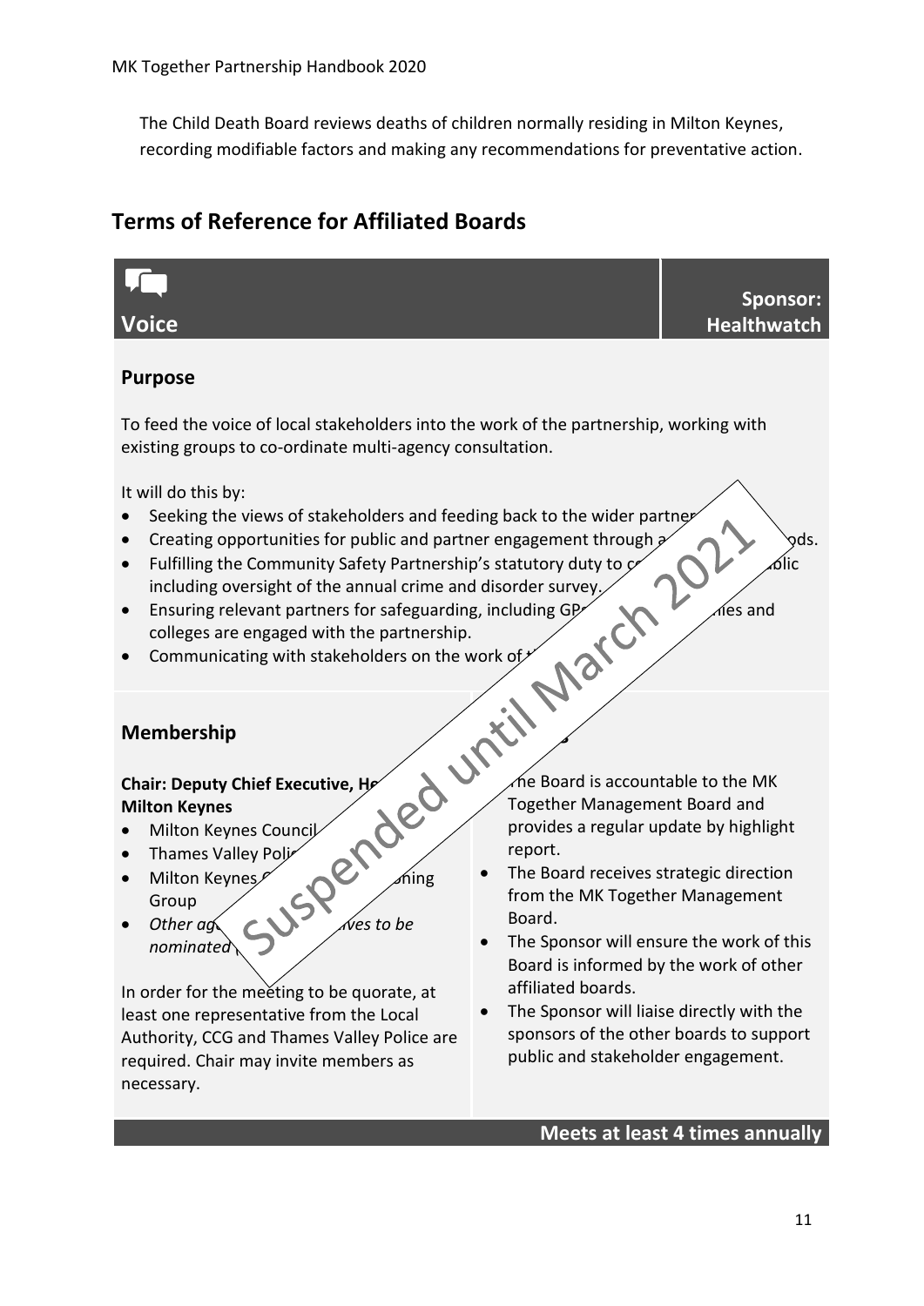The Child Death Board reviews deaths of children normally residing in Milton Keynes, recording modifiable factors and making any recommendations for preventative action.

## Terms of Reference for Affiliated Boards

### Voice

**Sponsor: Healthwatch**

Suspended until March 2021

#### Purpose

To feed the voice of local stakeholders into the work of the partnership, working with existing groups to co-ordinate multi-agency consultation.

It will do this by:

- Seeking the views of stakeholders and feeding back to the wider partner
- Creating opportunities for public and partner engagement through a ods.
- Fulfilling the Community Safety Partnership's statutory duty to c blic including oversight of the annual crime and disorder survey.
- Ensuring relevant partners for safeguarding, including GP ies and colleges are engaged with the partnership.
- Communicating with stakeholders on the work of t

#### Membership

**Chair: Deputy Chief Executive, He Milton Keynes**

- Milton Keynes Council
- Thames Valley Poli
- Milton Keynes ning Group
- *Other ag ves to be nominated*

In order for the meeting to be quorate, at least one representative from the Local Authority, CCG and Thames Valley Police are required. Chair may invite members as necessary.

- he Board is accountable to the MK Together Management Board and provides a regular update by highlight report.
- The Board receives strategic direction from the MK Together Management Board.
- The Sponsor will ensure the work of this Board is informed by the work of other affiliated boards.
- The Sponsor will liaise directly with the sponsors of the other boards to support public and stakeholder engagement.

**Meets at least 4 times annually**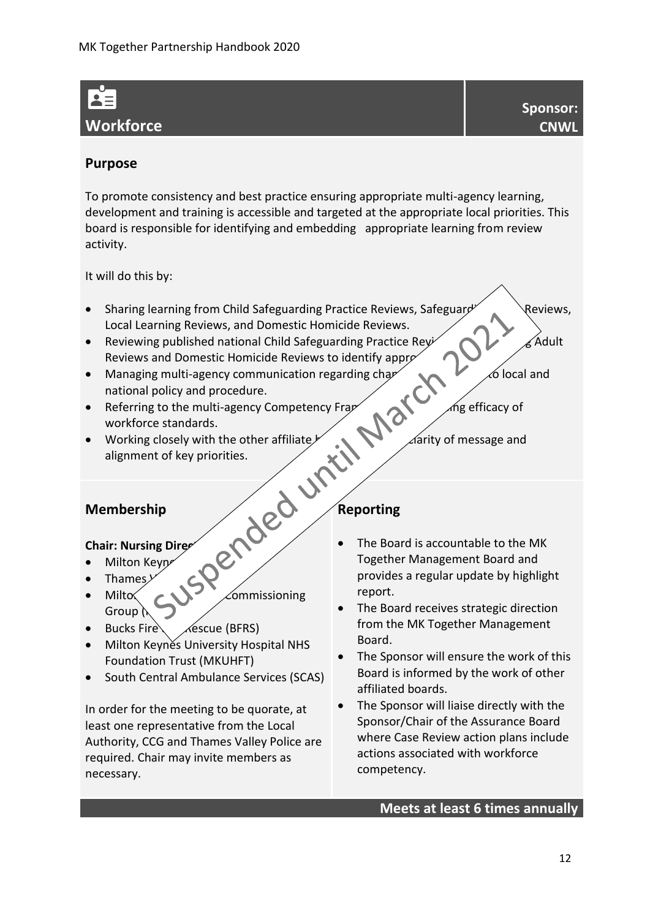## Workforce

**Sponsor: CNWL**

### Purpose

To promote consistency and best practice ensuring appropriate multi-agency learning, development and training is accessible and targeted at the appropriate local priorities. This board is responsible for identifying and embedding appropriate learning from review activity.

It will do this by:

- Sharing learning from Child Safeguarding Practice Reviews, Safeguard Reviews, Local Learning Reviews, and Domestic Homicide Reviews.
- Reviewing published national Child Safeguarding Practice Rev Adult Reviews and Domestic Homicide Reviews to identify appro
- Managing multi-agency communication regarding char to local and national policy and procedure.
- Referring to the multi-agency Competency Fra ng efficacy of workforce standards.
- Working closely with the other affiliate larity of message and alignment of key priorities.

Suspended until March 2021

### Membership

**Chair: Nursing Direc**

- Milton Keyn
- Thames
- Milto Commissioning Group (
- Bucks Fire Rescue (BFRS)
- Milton Keynes University Hospital NHS Foundation Trust (MKUHFT)
- South Central Ambulance Services (SCAS)

In order for the meeting to be quorate, at least one representative from the Local Authority, CCG and Thames Valley Police are required. Chair may invite members as necessary.

### Reporting

- The Board is accountable to the MK Together Management Board and provides a regular update by highlight report.
- The Board receives strategic direction from the MK Together Management Board.
- The Sponsor will ensure the work of this Board is informed by the work of other affiliated boards.
- The Sponsor will liaise directly with the Sponsor/Chair of the Assurance Board where Case Review action plans include actions associated with workforce competency.

**Meets at least 6 times annually**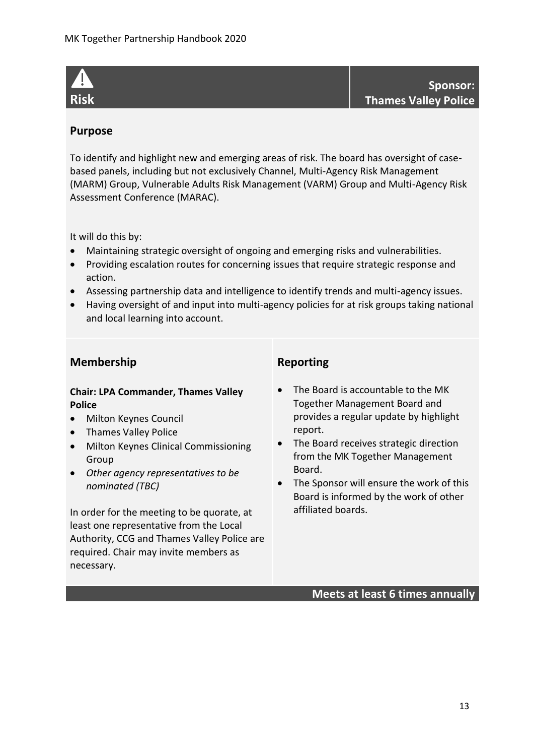## Risk

**Sponsor: Thames Valley Police**

### Purpose

To identify and highlight new and emerging areas of risk. The board has oversight of case-based panels, including but not exclusively Channel, Multi-Agency Risk Management (MARM) Group, Vulnerable Adults Risk Management (VARM) Group and Multi-Agency Risk Assessment Conference (MARAC).

It will do this by:

- Maintaining strategic oversight of ongoing and emerging risks and vulnerabilities.
- Providing escalation routes for concerning issues that require strategic response and action.
- Assessing partnership data and intelligence to identify trends and multi-agency issues.
- Having oversight of and input into multi-agency policies for at risk groups taking national and local learning into account.

### Membership

**Chair: LPA Commander, Thames Valley Police**

- Milton Keynes Council
- Thames Valley Police
- Milton Keynes Clinical Commissioning Group
- *Other agency representatives to be nominated (TBC)*

In order for the meeting to be quorate, at least one representative from the Local Authority, CCG and Thames Valley Police are required. Chair may invite members as necessary.

### Reporting

- The Board is accountable to the MK Together Management Board and provides a regular update by highlight report.
- The Board receives strategic direction from the MK Together Management Board.
- The Sponsor will ensure the work of this Board is informed by the work of other affiliated boards.

**Meets at least 6 times annually**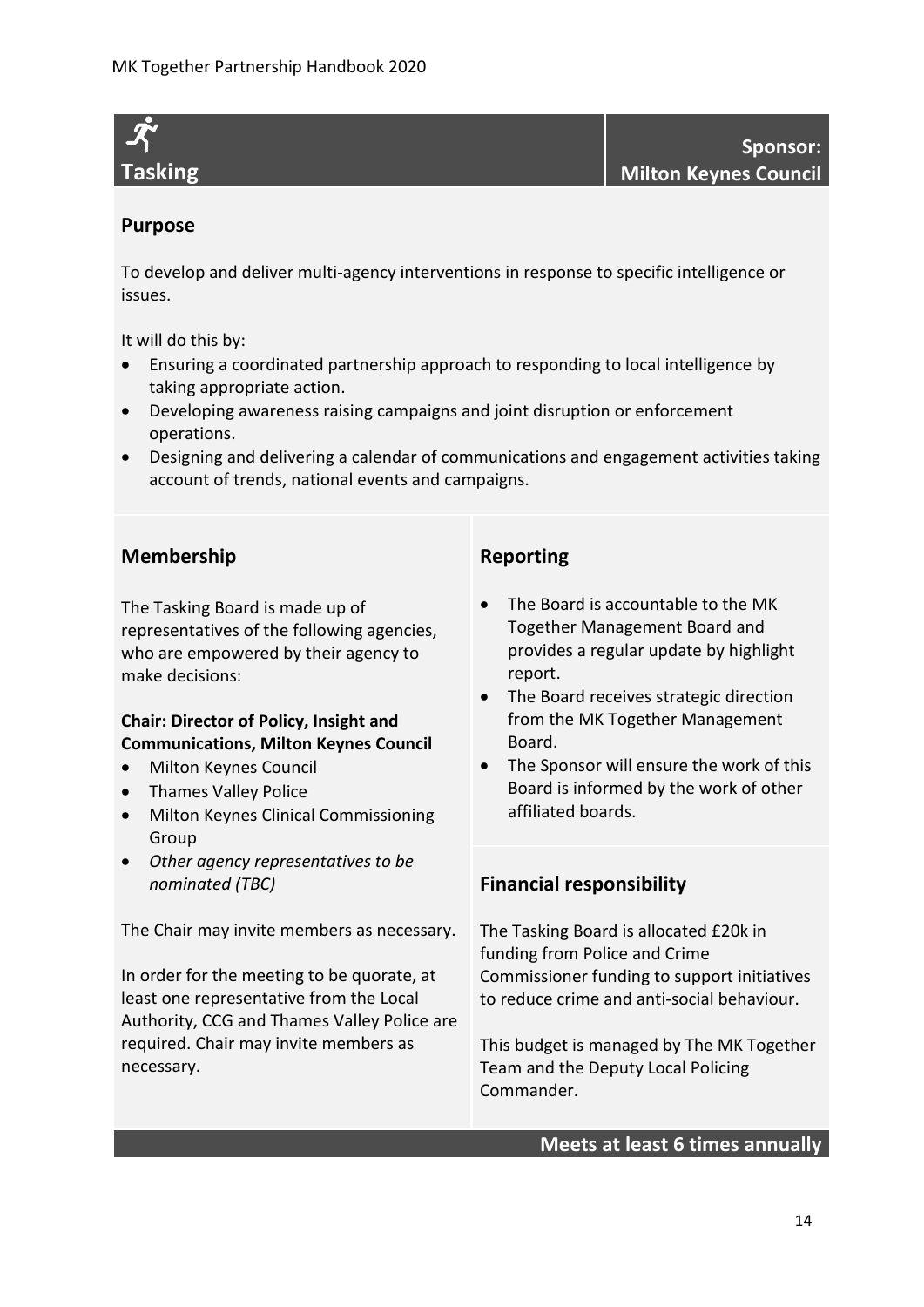# Tasking

**Sponsor: Milton Keynes Council**

## Purpose

To develop and deliver multi-agency interventions in response to specific intelligence or issues.

It will do this by:

- Ensuring a coordinated partnership approach to responding to local intelligence by taking appropriate action.
- Developing awareness raising campaigns and joint disruption or enforcement operations.
- Designing and delivering a calendar of communications and engagement activities taking account of trends, national events and campaigns.

## Membership

The Tasking Board is made up of representatives of the following agencies, who are empowered by their agency to make decisions:

**Chair: Director of Policy, Insight and Communications, Milton Keynes Council**

- Milton Keynes Council
- Thames Valley Police
- Milton Keynes Clinical Commissioning Group
- *Other agency representatives to be nominated (TBC)*

The Chair may invite members as necessary.

In order for the meeting to be quorate, at least one representative from the Local Authority, CCG and Thames Valley Police are required. Chair may invite members as necessary.

## Reporting

- The Board is accountable to the MK Together Management Board and provides a regular update by highlight report.
- The Board receives strategic direction from the MK Together Management Board.
- The Sponsor will ensure the work of this Board is informed by the work of other affiliated boards.

## Financial responsibility

The Tasking Board is allocated £20k in funding from Police and Crime Commissioner funding to support initiatives to reduce crime and anti-social behaviour.

This budget is managed by The MK Together Team and the Deputy Local Policing Commander.

**Meets at least 6 times annually**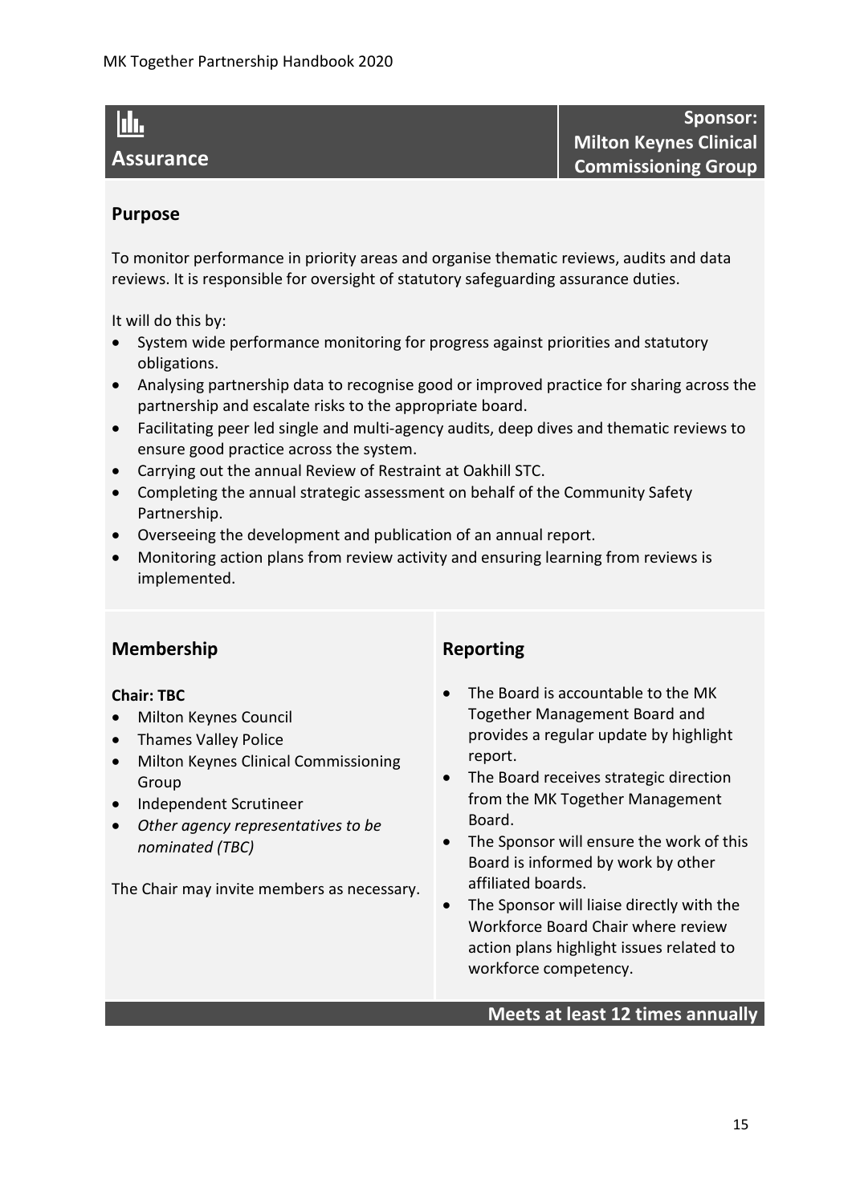## Assurance

**Sponsor: Milton Keynes Clinical Commissioning Group**

### Purpose

To monitor performance in priority areas and organise thematic reviews, audits and data reviews. It is responsible for oversight of statutory safeguarding assurance duties.

It will do this by:

- System wide performance monitoring for progress against priorities and statutory obligations.
- Analysing partnership data to recognise good or improved practice for sharing across the partnership and escalate risks to the appropriate board.
- Facilitating peer led single and multi-agency audits, deep dives and thematic reviews to ensure good practice across the system.
- Carrying out the annual Review of Restraint at Oakhill STC.
- Completing the annual strategic assessment on behalf of the Community Safety Partnership.
- Overseeing the development and publication of an annual report.
- Monitoring action plans from review activity and ensuring learning from reviews is implemented.

### Membership

**Chair: TBC**

- Milton Keynes Council
- Thames Valley Police
- Milton Keynes Clinical Commissioning Group
- Independent Scrutineer
- *Other agency representatives to be nominated (TBC)*

The Chair may invite members as necessary.

### Reporting

- The Board is accountable to the MK Together Management Board and provides a regular update by highlight report.
- The Board receives strategic direction from the MK Together Management Board.
- The Sponsor will ensure the work of this Board is informed by work by other affiliated boards.
- The Sponsor will liaise directly with the Workforce Board Chair where review action plans highlight issues related to workforce competency.

**Meets at least 12 times annually**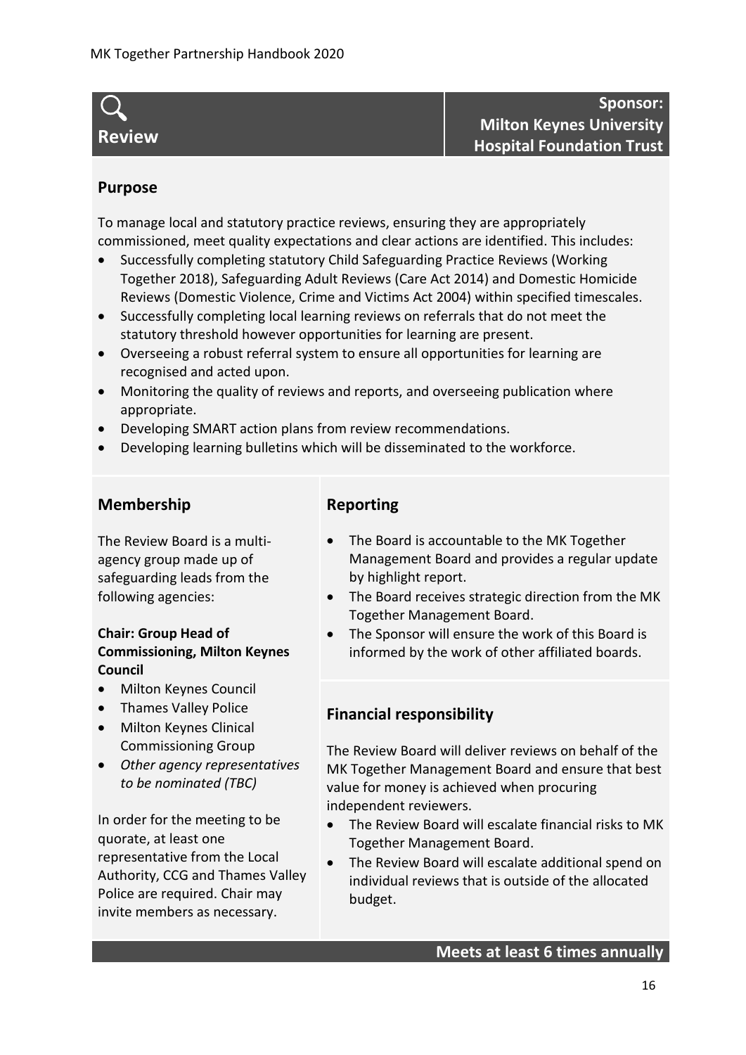# Review

**Sponsor: Milton Keynes University Hospital Foundation Trust**

## Purpose

To manage local and statutory practice reviews, ensuring they are appropriately commissioned, meet quality expectations and clear actions are identified. This includes:

- Successfully completing statutory Child Safeguarding Practice Reviews (Working Together 2018), Safeguarding Adult Reviews (Care Act 2014) and Domestic Homicide Reviews (Domestic Violence, Crime and Victims Act 2004) within specified timescales.
- Successfully completing local learning reviews on referrals that do not meet the statutory threshold however opportunities for learning are present.
- Overseeing a robust referral system to ensure all opportunities for learning are recognised and acted upon.
- Monitoring the quality of reviews and reports, and overseeing publication where appropriate.
- Developing SMART action plans from review recommendations.
- Developing learning bulletins which will be disseminated to the workforce.

## Membership

The Review Board is a multi-agency group made up of safeguarding leads from the following agencies:

**Chair: Group Head of Commissioning, Milton Keynes Council**

- Milton Keynes Council
- Thames Valley Police
- Milton Keynes Clinical Commissioning Group
- *Other agency representatives to be nominated (TBC)*

In order for the meeting to be quorate, at least one representative from the Local Authority, CCG and Thames Valley Police are required. Chair may invite members as necessary.

## Reporting

- The Board is accountable to the MK Together Management Board and provides a regular update by highlight report.
- The Board receives strategic direction from the MK Together Management Board.
- The Sponsor will ensure the work of this Board is informed by the work of other affiliated boards.

## Financial responsibility

The Review Board will deliver reviews on behalf of the MK Together Management Board and ensure that best value for money is achieved when procuring independent reviewers.

- The Review Board will escalate financial risks to MK Together Management Board.
- The Review Board will escalate additional spend on individual reviews that is outside of the allocated budget.

**Meets at least 6 times annually**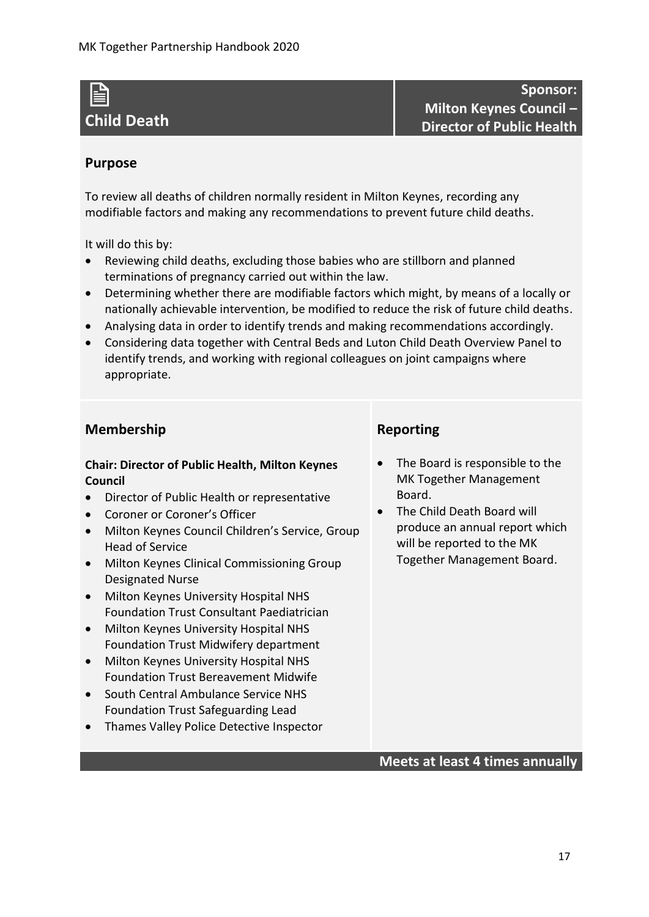## Child Death

**Sponsor: Milton Keynes Council – Director of Public Health**

### Purpose

To review all deaths of children normally resident in Milton Keynes, recording any modifiable factors and making any recommendations to prevent future child deaths.

It will do this by:

- Reviewing child deaths, excluding those babies who are stillborn and planned terminations of pregnancy carried out within the law.
- Determining whether there are modifiable factors which might, by means of a locally or nationally achievable intervention, be modified to reduce the risk of future child deaths.
- Analysing data in order to identify trends and making recommendations accordingly.
- Considering data together with Central Beds and Luton Child Death Overview Panel to identify trends, and working with regional colleagues on joint campaigns where appropriate.

### Membership

**Chair: Director of Public Health, Milton Keynes Council**

- Director of Public Health or representative
- Coroner or Coroner's Officer
- Milton Keynes Council Children's Service, Group Head of Service
- Milton Keynes Clinical Commissioning Group Designated Nurse
- Milton Keynes University Hospital NHS Foundation Trust Consultant Paediatrician
- Milton Keynes University Hospital NHS Foundation Trust Midwifery department
- Milton Keynes University Hospital NHS Foundation Trust Bereavement Midwife
- South Central Ambulance Service NHS Foundation Trust Safeguarding Lead
- Thames Valley Police Detective Inspector

### Reporting

- The Board is responsible to the MK Together Management Board.
- The Child Death Board will produce an annual report which will be reported to the MK Together Management Board.

**Meets at least 4 times annually**